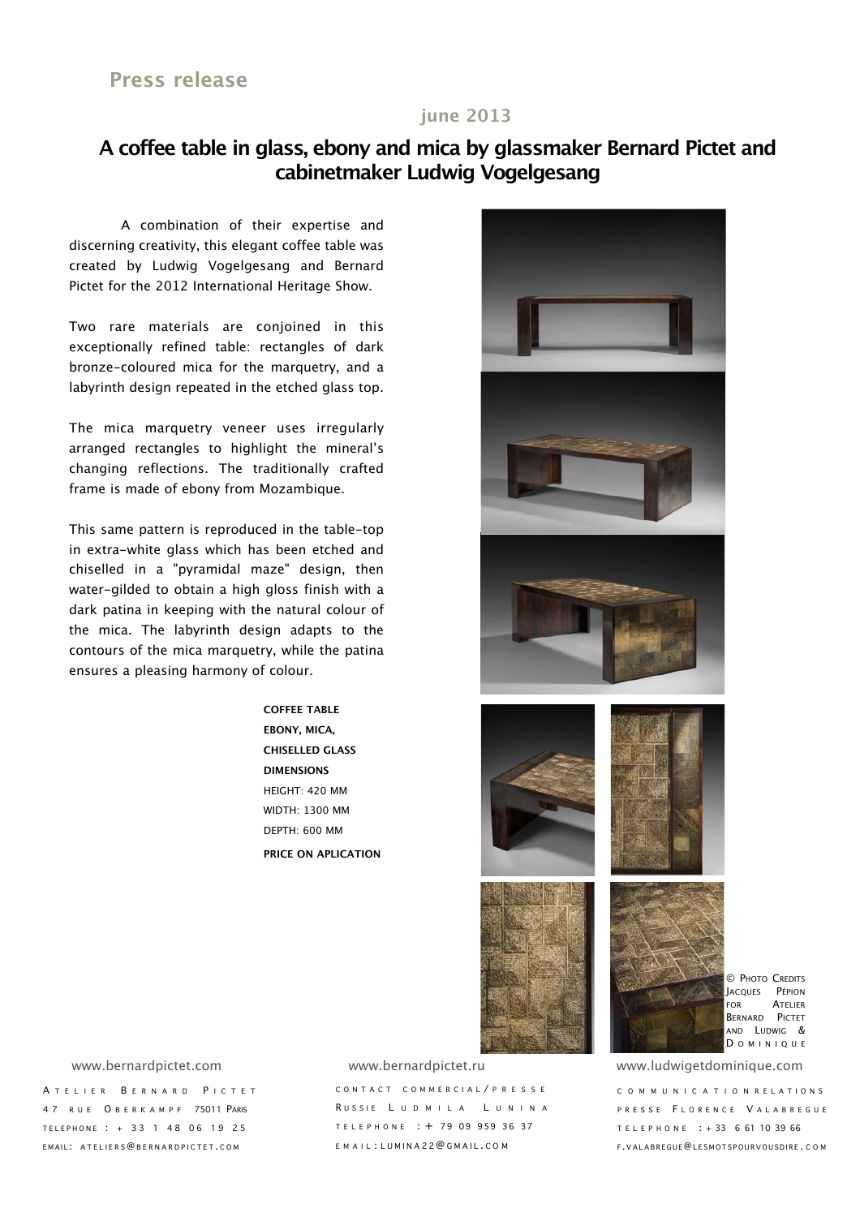# Press release

june 2013

## A coffee table in glass, ebony and mica by glassmaker Bernard Pictet and cabinetmaker Ludwig Vogelgesang

A combination of their expertise and discerning creativity, this elegant coffee table was created by Ludwig Vogelgesang and Bernard Pictet for the 2012 International Heritage Show.

Two rare materials are conjoined in this exceptionally refined table: rectangles of dark bronze-coloured mica for the marquetry, and a labyrinth design repeated in the etched glass top.

The mica marquetry veneer uses irregularly arranged rectangles to highlight the mineral's changing reflections. The traditionally crafted frame is made of ebony from Mozambique.

This same pattern is reproduced in the table-top in extra-white glass which has been etched and chiselled in a "pyramidal maze" design, then water-gilded to obtain a high gloss finish with a dark patina in keeping with the natural colour of the mica. The labyrinth design adapts to the contours of the mica marquetry, while the patina ensures a pleasing harmony of colour.

**COFFEE TABLE**
**EBONY, MICA,**
**CHISELLED GLASS**
**DIMENSIONS**
HEIGHT: 420 MM
WIDTH: 1300 MM
DEPTH: 600 MM
**PRICE ON APLICATION**

© PHOTO CREDITS JACQUES PÉPION FOR ATELIER BERNARD PICTET AND LUDWIG & DOMINIQUE

www.bernardpictet.com

ATELIER BERNARD PICTET
47 RUE OBERKAMPF 75011 PARIS
TELEPHONE : + 33 1 48 06 19 25
EMAIL: ATELIERS@BERNARDPICTET.COM

www.bernardpictet.ru

CONTACT COMMERCIAL/PRESSE
RUSSIE LUDMILA LUNINA
TELEPHONE : + 79 09 959 36 37
EMAIL: LUMINA22@GMAIL.COM

www.ludwigetdominique.com

COMMUNICATION RELATIONS
PRESSE FLORENCE VALABREGUE
TELEPHONE : + 33 6 61 10 39 66
F.VALABREGUE@LESMOTSPOURVOUSDIRE.COM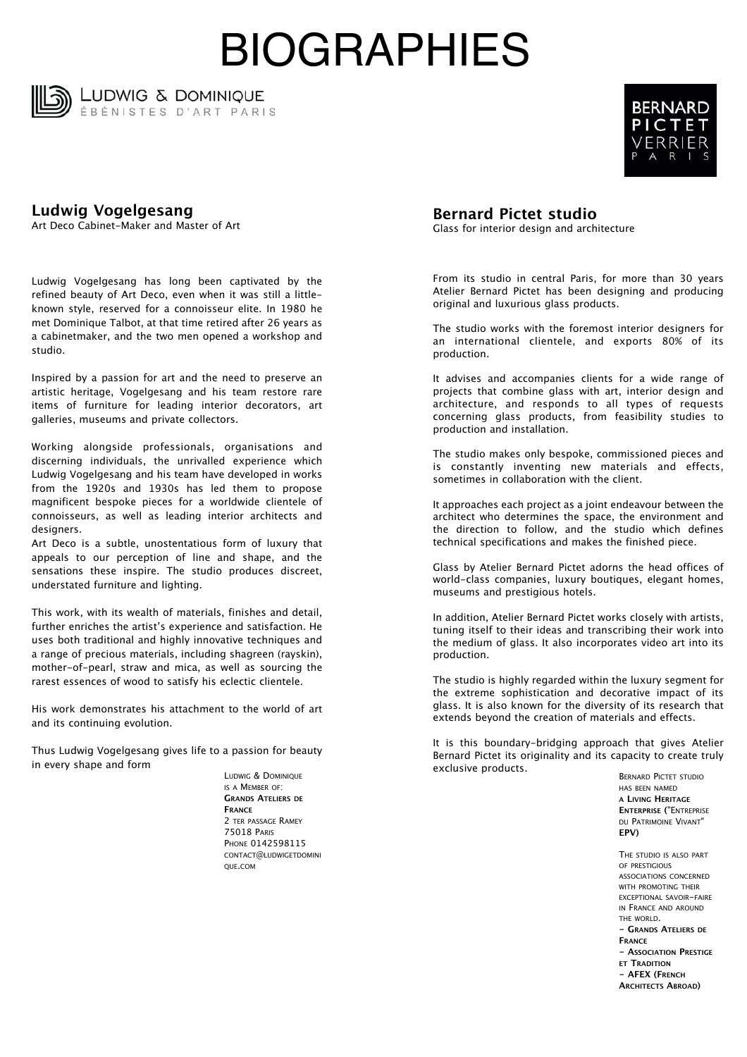# BIOGRAPHIES

LUDWIG & DOMINIQUE
ÉBÉNISTES D'ART PARIS

## Ludwig Vogelgesang

Art Deco Cabinet-Maker and Master of Art

Ludwig Vogelgesang has long been captivated by the refined beauty of Art Deco, even when it was still a little-known style, reserved for a connoisseur elite. In 1980 he met Dominique Talbot, at that time retired after 26 years as a cabinetmaker, and the two men opened a workshop and studio.

Inspired by a passion for art and the need to preserve an artistic heritage, Vogelgesang and his team restore rare items of furniture for leading interior decorators, art galleries, museums and private collectors.

Working alongside professionals, organisations and discerning individuals, the unrivalled experience which Ludwig Vogelgesang and his team have developed in works from the 1920s and 1930s has led them to propose magnificent bespoke pieces for a worldwide clientele of connoisseurs, as well as leading interior architects and designers.

Art Deco is a subtle, unostentatious form of luxury that appeals to our perception of line and shape, and the sensations these inspire. The studio produces discreet, understated furniture and lighting.

This work, with its wealth of materials, finishes and detail, further enriches the artist's experience and satisfaction. He uses both traditional and highly innovative techniques and a range of precious materials, including shagreen (rayskin), mother-of-pearl, straw and mica, as well as sourcing the rarest essences of wood to satisfy his eclectic clientele.

His work demonstrates his attachment to the world of art and its continuing evolution.

Thus Ludwig Vogelgesang gives life to a passion for beauty in every shape and form

LUDWIG & DOMINIQUE
IS A MEMBER OF:
**GRANDS ATELIERS DE FRANCE**
2 TER PASSAGE RAMEY
75018 PARIS
PHONE 0142598115
CONTACT@LUDWIGETDOMINIQUE.COM

BERNARD PICTET
VERRIER
PARIS

## Bernard Pictet studio

Glass for interior design and architecture

From its studio in central Paris, for more than 30 years Atelier Bernard Pictet has been designing and producing original and luxurious glass products.

The studio works with the foremost interior designers for an international clientele, and exports 80% of its production.

It advises and accompanies clients for a wide range of projects that combine glass with art, interior design and architecture, and responds to all types of requests concerning glass products, from feasibility studies to production and installation.

The studio makes only bespoke, commissioned pieces and is constantly inventing new materials and effects, sometimes in collaboration with the client.

It approaches each project as a joint endeavour between the architect who determines the space, the environment and the direction to follow, and the studio which defines technical specifications and makes the finished piece.

Glass by Atelier Bernard Pictet adorns the head offices of world-class companies, luxury boutiques, elegant homes, museums and prestigious hotels.

In addition, Atelier Bernard Pictet works closely with artists, tuning itself to their ideas and transcribing their work into the medium of glass. It also incorporates video art into its production.

The studio is highly regarded within the luxury segment for the extreme sophistication and decorative impact of its glass. It is also known for the diversity of its research that extends beyond the creation of materials and effects.

It is this boundary-bridging approach that gives Atelier Bernard Pictet its originality and its capacity to create truly exclusive products.

BERNARD PICTET STUDIO HAS BEEN NAMED **A LIVING HERITAGE ENTERPRISE ("ENTREPRISE DU PATRIMOINE VIVANT" EPV)**

THE STUDIO IS ALSO PART OF PRESTIGIOUS ASSOCIATIONS CONCERNED WITH PROMOTING THEIR EXCEPTIONAL SAVOIR-FAIRE IN FRANCE AND AROUND THE WORLD.

- **GRANDS ATELIERS DE FRANCE**
- **ASSOCIATION PRESTIGE ET TRADITION**
- **AFEX (FRENCH ARCHITECTS ABROAD)**